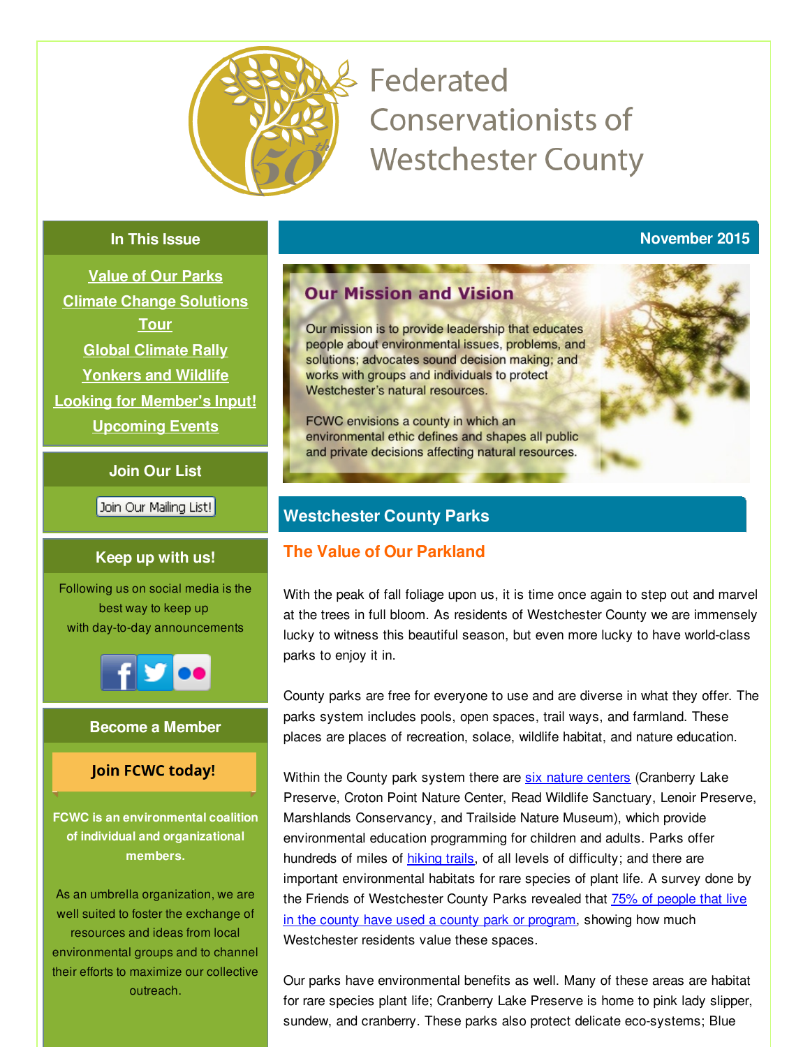# Federated Conservationists of Westchester County

## In This Issue

[Value of Our Parks](#)
[Climate Change Solutions Tour](#)
[Global Climate Rally](#)
[Yonkers and Wildlife](#)
[Looking for Member's Input!](#)
[Upcoming Events](#)

## Join Our List

Join Our Mailing List!

## Keep up with us!

Following us on social media is the best way to keep up with day-to-day announcements

## Become a Member

**Join FCWC today!**

**FCWC is an environmental coalition of individual and organizational members.**

As an umbrella organization, we are well suited to foster the exchange of resources and ideas from local environmental groups and to channel their efforts to maximize our collective outreach.

**November 2015**

### Our Mission and Vision

Our mission is to provide leadership that educates people about environmental issues, problems, and solutions; advocates sound decision making; and works with groups and individuals to protect Westchester's natural resources.

FCWC envisions a county in which an environmental ethic defines and shapes all public and private decisions affecting natural resources.

## Westchester County Parks

### The Value of Our Parkland

With the peak of fall foliage upon us, it is time once again to step out and marvel at the trees in full bloom. As residents of Westchester County we are immensely lucky to witness this beautiful season, but even more lucky to have world-class parks to enjoy it in.

County parks are free for everyone to use and are diverse in what they offer. The parks system includes pools, open spaces, trail ways, and farmland. These places are places of recreation, solace, wildlife habitat, and nature education.

Within the County park system there are [six nature centers](#) (Cranberry Lake Preserve, Croton Point Nature Center, Read Wildlife Sanctuary, Lenoir Preserve, Marshlands Conservancy, and Trailside Nature Museum), which provide environmental education programming for children and adults. Parks offer hundreds of miles of [hiking trails](#), of all levels of difficulty; and there are important environmental habitats for rare species of plant life. A survey done by the Friends of Westchester County Parks revealed that [75% of people that live in the county have used a county park or program](#), showing how much Westchester residents value these spaces.

Our parks have environmental benefits as well. Many of these areas are habitat for rare species plant life; Cranberry Lake Preserve is home to pink lady slipper, sundew, and cranberry. These parks also protect delicate eco-systems; Blue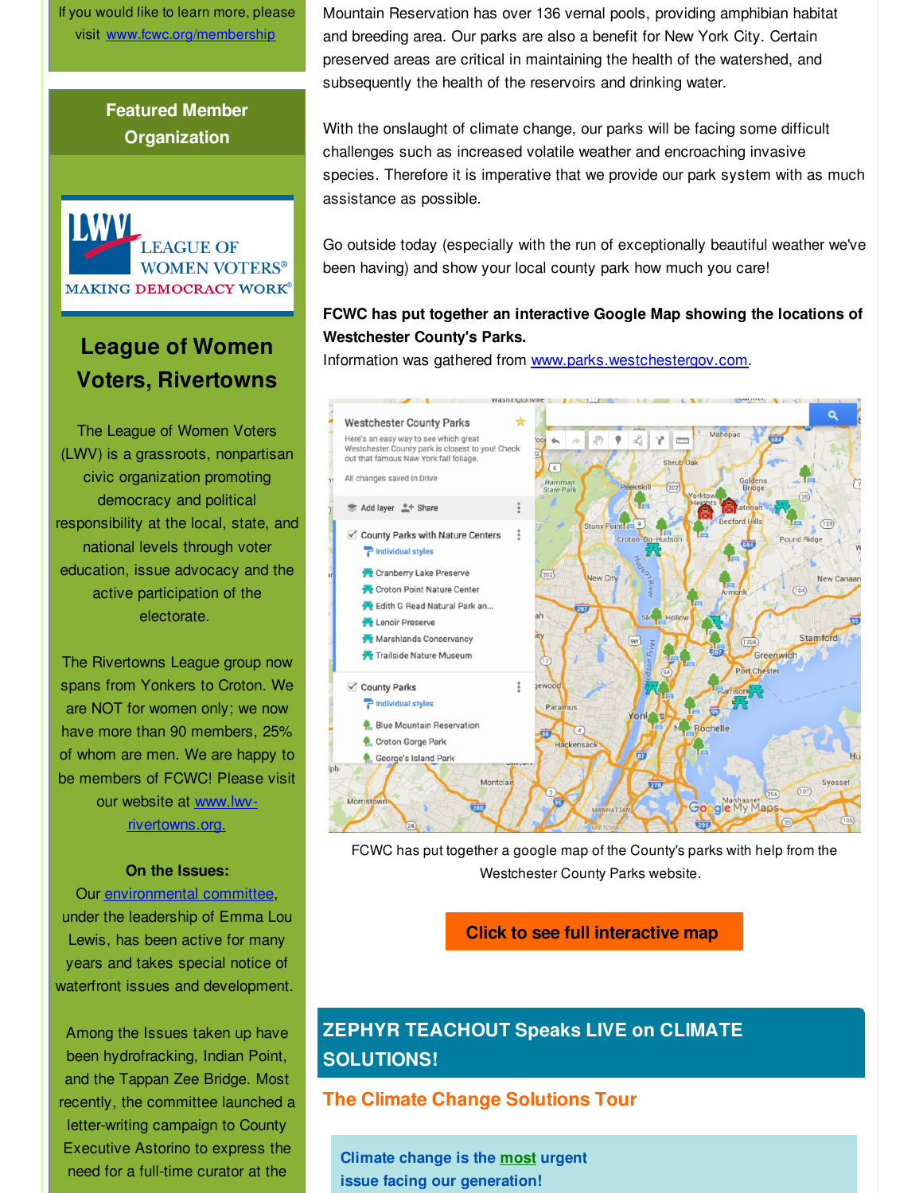If you would like to learn more, please visit www.fcwc.org/membership

## Featured Member Organization

## League of Women Voters, Rivertowns

The League of Women Voters (LWV) is a grassroots, nonpartisan civic organization promoting democracy and political responsibility at the local, state, and national levels through voter education, issue advocacy and the active participation of the electorate.

The Rivertowns League group now spans from Yonkers to Croton. We are NOT for women only; we now have more than 90 members, 25% of whom are men. We are happy to be members of FCWC! Please visit our website at www.lwv-rivertowns.org.

**On the Issues:**
Our environmental committee, under the leadership of Emma Lou Lewis, has been active for many years and takes special notice of waterfront issues and development.

Among the Issues taken up have been hydrofracking, Indian Point, and the Tappan Zee Bridge. Most recently, the committee launched a letter-writing campaign to County Executive Astorino to express the need for a full-time curator at the

Mountain Reservation has over 136 vernal pools, providing amphibian habitat and breeding area. Our parks are also a benefit for New York City. Certain preserved areas are critical in maintaining the health of the watershed, and subsequently the health of the reservoirs and drinking water.

With the onslaught of climate change, our parks will be facing some difficult challenges such as increased volatile weather and encroaching invasive species. Therefore it is imperative that we provide our park system with as much assistance as possible.

Go outside today (especially with the run of exceptionally beautiful weather we've been having) and show your local county park how much you care!

**FCWC has put together an interactive Google Map showing the locations of Westchester County's Parks.**
Information was gathered from www.parks.westchestergov.com.

FCWC has put together a google map of the County's parks with help from the Westchester County Parks website.

**Click to see full interactive map**

## ZEPHYR TEACHOUT Speaks LIVE on CLIMATE SOLUTIONS!

### The Climate Change Solutions Tour

**Climate change is the most urgent issue facing our generation!**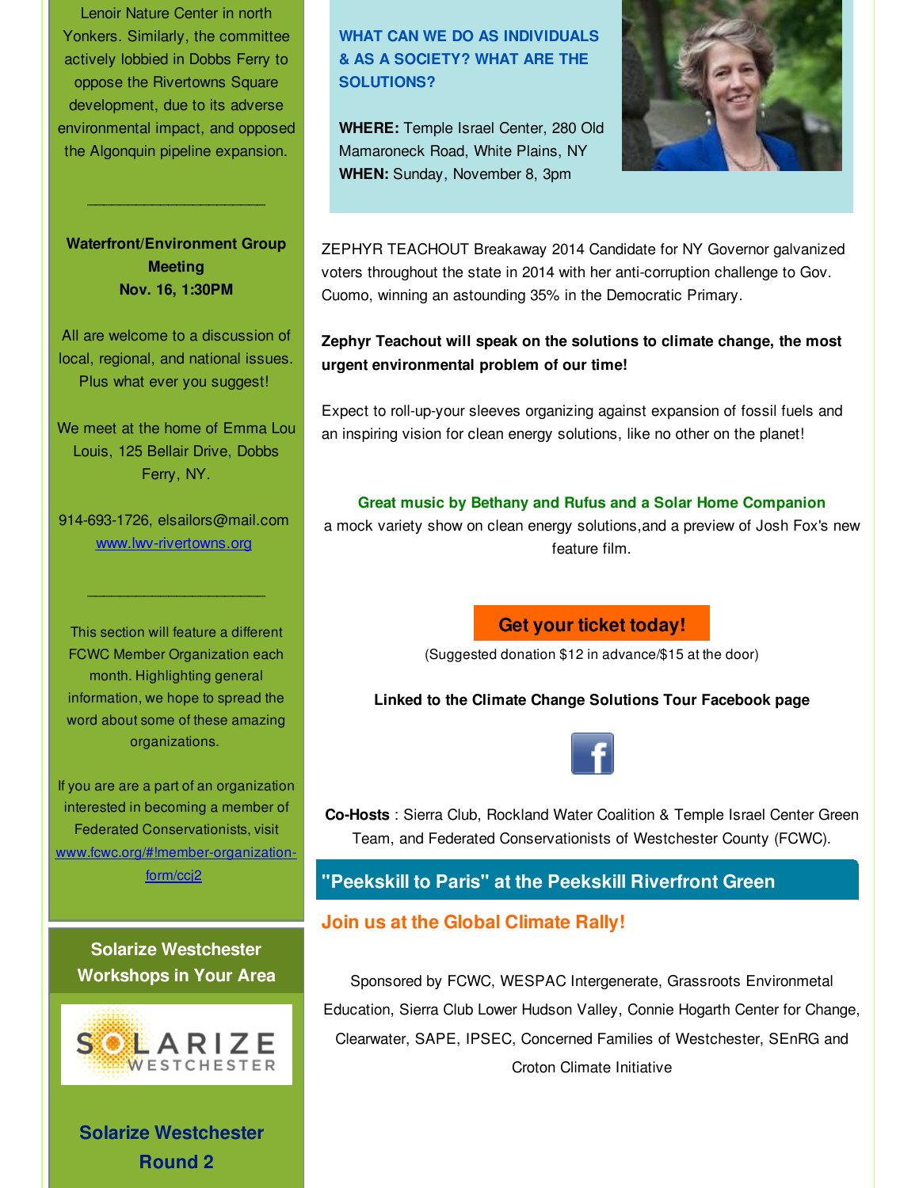Lenoir Nature Center in north Yonkers. Similarly, the committee actively lobbied in Dobbs Ferry to oppose the Rivertowns Square development, due to its adverse environmental impact, and opposed the Algonquin pipeline expansion.

_______________________

**Waterfront/Environment Group Meeting**
**Nov. 16, 1:30PM**

All are welcome to a discussion of local, regional, and national issues. Plus what ever you suggest!

We meet at the home of Emma Lou Louis, 125 Bellair Drive, Dobbs Ferry, NY.

914-693-1726, elsailors@mail.com
www.lwv-rivertowns.org

_______________________

This section will feature a different FCWC Member Organization each month. Highlighting general information, we hope to spread the word about some of these amazing organizations.

If you are are a part of an organization interested in becoming a member of Federated Conservationists, visit www.fcwc.org/#!member-organization-form/ccj2

### Solarize Westchester Workshops in Your Area

SOLARIZE WESTCHESTER

### Solarize Westchester Round 2

---

**WHAT CAN WE DO AS INDIVIDUALS & AS A SOCIETY? WHAT ARE THE SOLUTIONS?**

**WHERE:** Temple Israel Center, 280 Old Mamaroneck Road, White Plains, NY
**WHEN:** Sunday, November 8, 3pm

ZEPHYR TEACHOUT Breakaway 2014 Candidate for NY Governor galvanized voters throughout the state in 2014 with her anti-corruption challenge to Gov. Cuomo, winning an astounding 35% in the Democratic Primary.

**Zephyr Teachout will speak on the solutions to climate change, the most urgent environmental problem of our time!**

Expect to roll-up-your sleeves organizing against expansion of fossil fuels and an inspiring vision for clean energy solutions, like no other on the planet!

**Great music by Bethany and Rufus and a Solar Home Companion**
a mock variety show on clean energy solutions,and a preview of Josh Fox's new feature film.

**Get your ticket today!**

(Suggested donation $12 in advance/$15 at the door)

**Linked to the Climate Change Solutions Tour Facebook page**

**Co-Hosts** : Sierra Club, Rockland Water Coalition & Temple Israel Center Green Team, and Federated Conservationists of Westchester County (FCWC).

## "Peekskill to Paris" at the Peekskill Riverfront Green

### Join us at the Global Climate Rally!

Sponsored by FCWC, WESPAC Intergenerate, Grassroots Environmetal Education, Sierra Club Lower Hudson Valley, Connie Hogarth Center for Change, Clearwater, SAPE, IPSEC, Concerned Families of Westchester, SEnRG and Croton Climate Initiative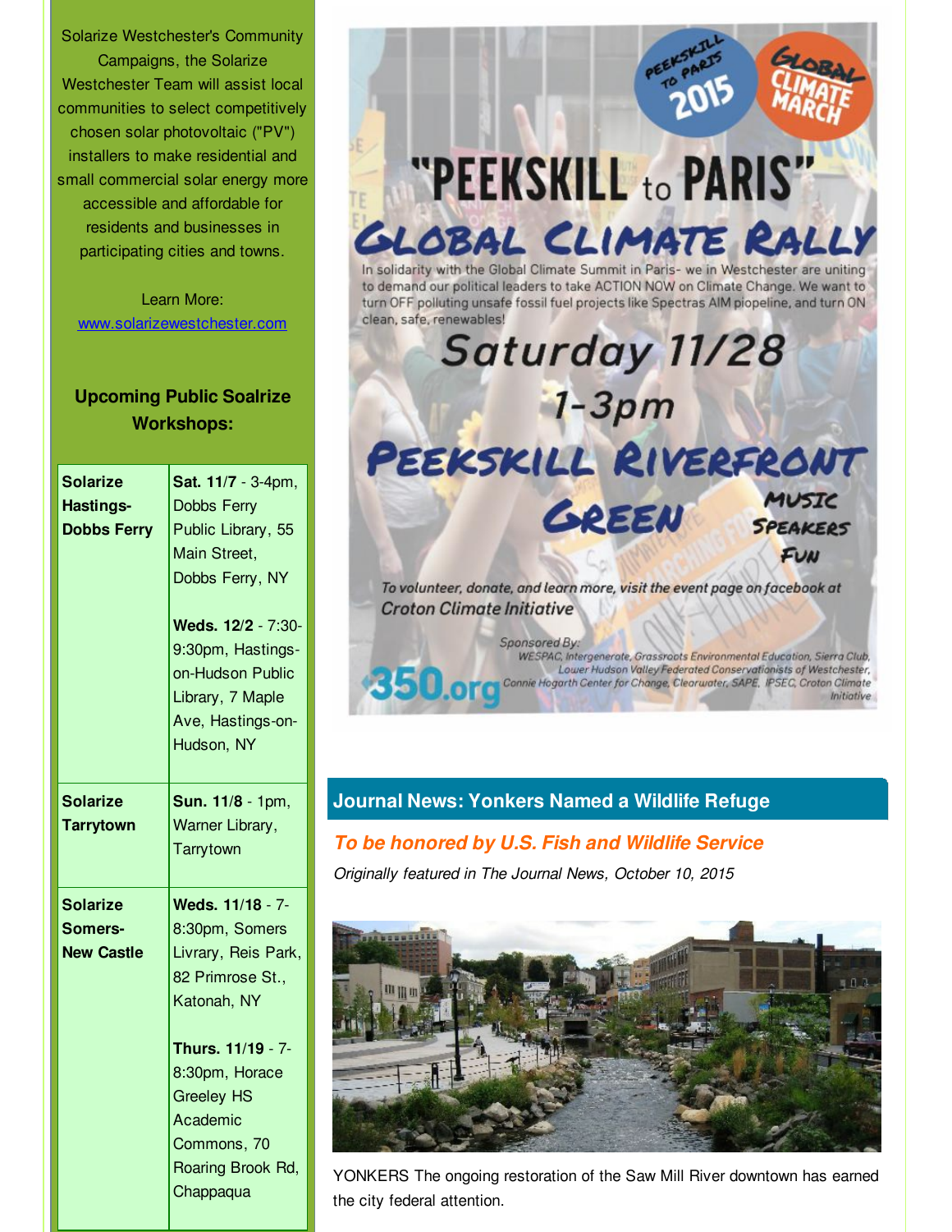Solarize Westchester's Community Campaigns, the Solarize Westchester Team will assist local communities to select competitively chosen solar photovoltaic ("PV") installers to make residential and small commercial solar energy more accessible and affordable for residents and businesses in participating cities and towns.

Learn More: [www.solarizewestchester.com](http://www.solarizewestchester.com)

### Upcoming Public Soalrize Workshops:

| | |
|---|---|
| **Solarize Hastings-Dobbs Ferry** | **Sat. 11/7** - 3-4pm, Dobbs Ferry Public Library, 55 Main Street, Dobbs Ferry, NY<br><br>**Weds. 12/2** - 7:30-9:30pm, Hastings-on-Hudson Public Library, 7 Maple Ave, Hastings-on-Hudson, NY |
| **Solarize Tarrytown** | **Sun. 11/8** - 1pm, Warner Library, Tarrytown |
| **Solarize Somers-New Castle** | **Weds. 11/18** - 7-8:30pm, Somers Livrary, Reis Park, 82 Primrose St., Katonah, NY<br><br>**Thurs. 11/19** - 7-8:30pm, Horace Greeley HS Academic Commons, 70 Roaring Brook Rd, Chappaqua |

PEEKSKILL TO PARIS 2015

GLOBAL CLIMATE MARCH

# "PEEKSKILL to PARIS"

## GLOBAL CLIMATE RALLY

In solidarity with the Global Climate Summit in Paris- we in Westchester are uniting to demand our political leaders to take ACTION NOW on Climate Change. We want to turn OFF polluting unsafe fossil fuel projects like Spectras AIM piopeline, and turn ON clean, safe, renewables!

**Saturday 11/28**

**1-3pm**

**PEEKSKILL RIVERFRONT GREEN**

MUSIC
SPEAKERS
FUN

*To volunteer, donate, and learn more, visit the event page on facebook at Croton Climate Initiative*

350.org

Sponsored By: WESPAC, Intergenerate, Grassroots Environmental Education, Sierra Club, Lower Hudson Valley Federated Conservationists of Westchester, Connie Hogarth Center for Change, Clearwater, SAPE, IPSEC, Croton Climate Initiative

## Journal News: Yonkers Named a Wildlife Refuge

### *To be honored by U.S. Fish and Wildlife Service*

*Originally featured in The Journal News, October 10, 2015*

YONKERS The ongoing restoration of the Saw Mill River downtown has earned the city federal attention.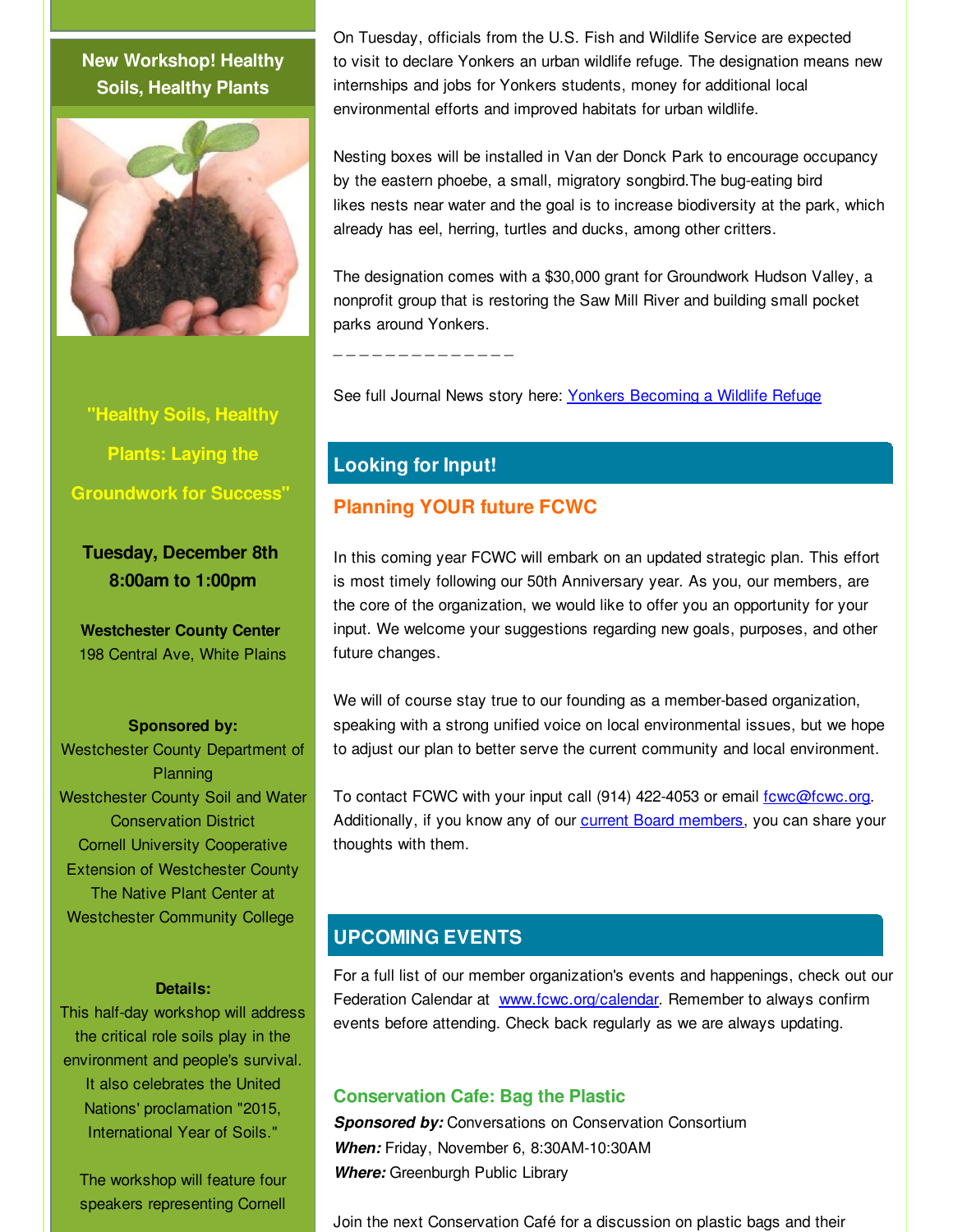## New Workshop! Healthy Soils, Healthy Plants

**"Healthy Soils, Healthy Plants: Laying the Groundwork for Success"**

**Tuesday, December 8th**
**8:00am to 1:00pm**

**Westchester County Center**
198 Central Ave, White Plains

**Sponsored by:**
Westchester County Department of Planning
Westchester County Soil and Water Conservation District
Cornell University Cooperative Extension of Westchester County
The Native Plant Center at Westchester Community College

**Details:**
This half-day workshop will address the critical role soils play in the environment and people's survival. It also celebrates the United Nations' proclamation "2015, International Year of Soils."

The workshop will feature four speakers representing Cornell

On Tuesday, officials from the U.S. Fish and Wildlife Service are expected to visit to declare Yonkers an urban wildlife refuge. The designation means new internships and jobs for Yonkers students, money for additional local environmental efforts and improved habitats for urban wildlife.

Nesting boxes will be installed in Van der Donck Park to encourage occupancy by the eastern phoebe, a small, migratory songbird.The bug-eating bird likes nests near water and the goal is to increase biodiversity at the park, which already has eel, herring, turtles and ducks, among other critters.

The designation comes with a $30,000 grant for Groundwork Hudson Valley, a nonprofit group that is restoring the Saw Mill River and building small pocket parks around Yonkers.

_ _ _ _ _ _ _ _ _ _ _ _ _ _ _

See full Journal News story here: Yonkers Becoming a Wildlife Refuge

## Looking for Input!

### Planning YOUR future FCWC

In this coming year FCWC will embark on an updated strategic plan. This effort is most timely following our 50th Anniversary year. As you, our members, are the core of the organization, we would like to offer you an opportunity for your input. We welcome your suggestions regarding new goals, purposes, and other future changes.

We will of course stay true to our founding as a member-based organization, speaking with a strong unified voice on local environmental issues, but we hope to adjust our plan to better serve the current community and local environment.

To contact FCWC with your input call (914) 422-4053 or email fcwc@fcwc.org. Additionally, if you know any of our current Board members, you can share your thoughts with them.

## UPCOMING EVENTS

For a full list of our member organization's events and happenings, check out our Federation Calendar at www.fcwc.org/calendar. Remember to always confirm events before attending. Check back regularly as we are always updating.

### Conservation Cafe: Bag the Plastic

***Sponsored by:*** Conversations on Conservation Consortium
***When:*** Friday, November 6, 8:30AM-10:30AM
***Where:*** Greenburgh Public Library

Join the next Conservation Café for a discussion on plastic bags and their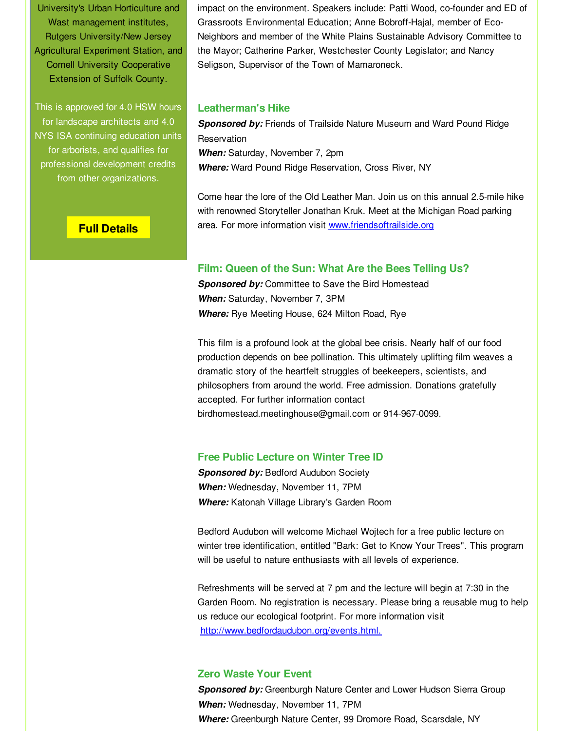University's Urban Horticulture and Wast management institutes, Rutgers University/New Jersey Agricultural Experiment Station, and Cornell University Cooperative Extension of Suffolk County.

This is approved for 4.0 HSW hours for landscape architects and 4.0 NYS ISA continuing education units for arborists, and qualifies for professional development credits from other organizations.

**Full Details**

impact on the environment. Speakers include: Patti Wood, co-founder and ED of Grassroots Environmental Education; Anne Bobroff-Hajal, member of Eco-Neighbors and member of the White Plains Sustainable Advisory Committee to the Mayor; Catherine Parker, Westchester County Legislator; and Nancy Seligson, Supervisor of the Town of Mamaroneck.

### Leatherman's Hike

***Sponsored by:*** Friends of Trailside Nature Museum and Ward Pound Ridge Reservation
***When:*** Saturday, November 7, 2pm
***Where:*** Ward Pound Ridge Reservation, Cross River, NY

Come hear the lore of the Old Leather Man. Join us on this annual 2.5-mile hike with renowned Storyteller Jonathan Kruk. Meet at the Michigan Road parking area. For more information visit www.friendsoftrailside.org

### Film: Queen of the Sun: What Are the Bees Telling Us?

***Sponsored by:*** Committee to Save the Bird Homestead
***When:*** Saturday, November 7, 3PM
***Where:*** Rye Meeting House, 624 Milton Road, Rye

This film is a profound look at the global bee crisis. Nearly half of our food production depends on bee pollination. This ultimately uplifting film weaves a dramatic story of the heartfelt struggles of beekeepers, scientists, and philosophers from around the world. Free admission. Donations gratefully accepted. For further information contact birdhomestead.meetinghouse@gmail.com or 914-967-0099.

### Free Public Lecture on Winter Tree ID

***Sponsored by:*** Bedford Audubon Society
***When:*** Wednesday, November 11, 7PM
***Where:*** Katonah Village Library's Garden Room

Bedford Audubon will welcome Michael Wojtech for a free public lecture on winter tree identification, entitled "Bark: Get to Know Your Trees". This program will be useful to nature enthusiasts with all levels of experience.

Refreshments will be served at 7 pm and the lecture will begin at 7:30 in the Garden Room. No registration is necessary. Please bring a reusable mug to help us reduce our ecological footprint. For more information visit http://www.bedfordaudubon.org/events.html.

### Zero Waste Your Event

***Sponsored by:*** Greenburgh Nature Center and Lower Hudson Sierra Group
***When:*** Wednesday, November 11, 7PM
***Where:*** Greenburgh Nature Center, 99 Dromore Road, Scarsdale, NY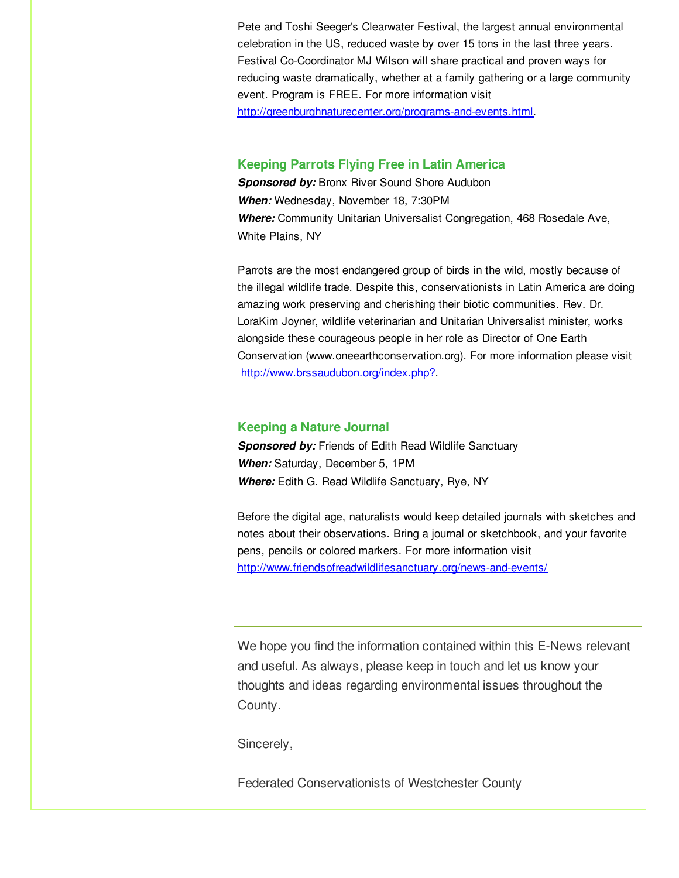Pete and Toshi Seeger's Clearwater Festival, the largest annual environmental celebration in the US, reduced waste by over 15 tons in the last three years. Festival Co-Coordinator MJ Wilson will share practical and proven ways for reducing waste dramatically, whether at a family gathering or a large community event. Program is FREE. For more information visit http://greenburghnaturecenter.org/programs-and-events.html.

### Keeping Parrots Flying Free in Latin America

***Sponsored by:*** Bronx River Sound Shore Audubon
***When:*** Wednesday, November 18, 7:30PM
***Where:*** Community Unitarian Universalist Congregation, 468 Rosedale Ave, White Plains, NY

Parrots are the most endangered group of birds in the wild, mostly because of the illegal wildlife trade. Despite this, conservationists in Latin America are doing amazing work preserving and cherishing their biotic communities. Rev. Dr. LoraKim Joyner, wildlife veterinarian and Unitarian Universalist minister, works alongside these courageous people in her role as Director of One Earth Conservation (www.oneearthconservation.org). For more information please visit http://www.brssaudubon.org/index.php?.

### Keeping a Nature Journal

***Sponsored by:*** Friends of Edith Read Wildlife Sanctuary
***When:*** Saturday, December 5, 1PM
***Where:*** Edith G. Read Wildlife Sanctuary, Rye, NY

Before the digital age, naturalists would keep detailed journals with sketches and notes about their observations. Bring a journal or sketchbook, and your favorite pens, pencils or colored markers. For more information visit http://www.friendsofreadwildlifesanctuary.org/news-and-events/

---

We hope you find the information contained within this E-News relevant and useful. As always, please keep in touch and let us know your thoughts and ideas regarding environmental issues throughout the County.

Sincerely,

Federated Conservationists of Westchester County